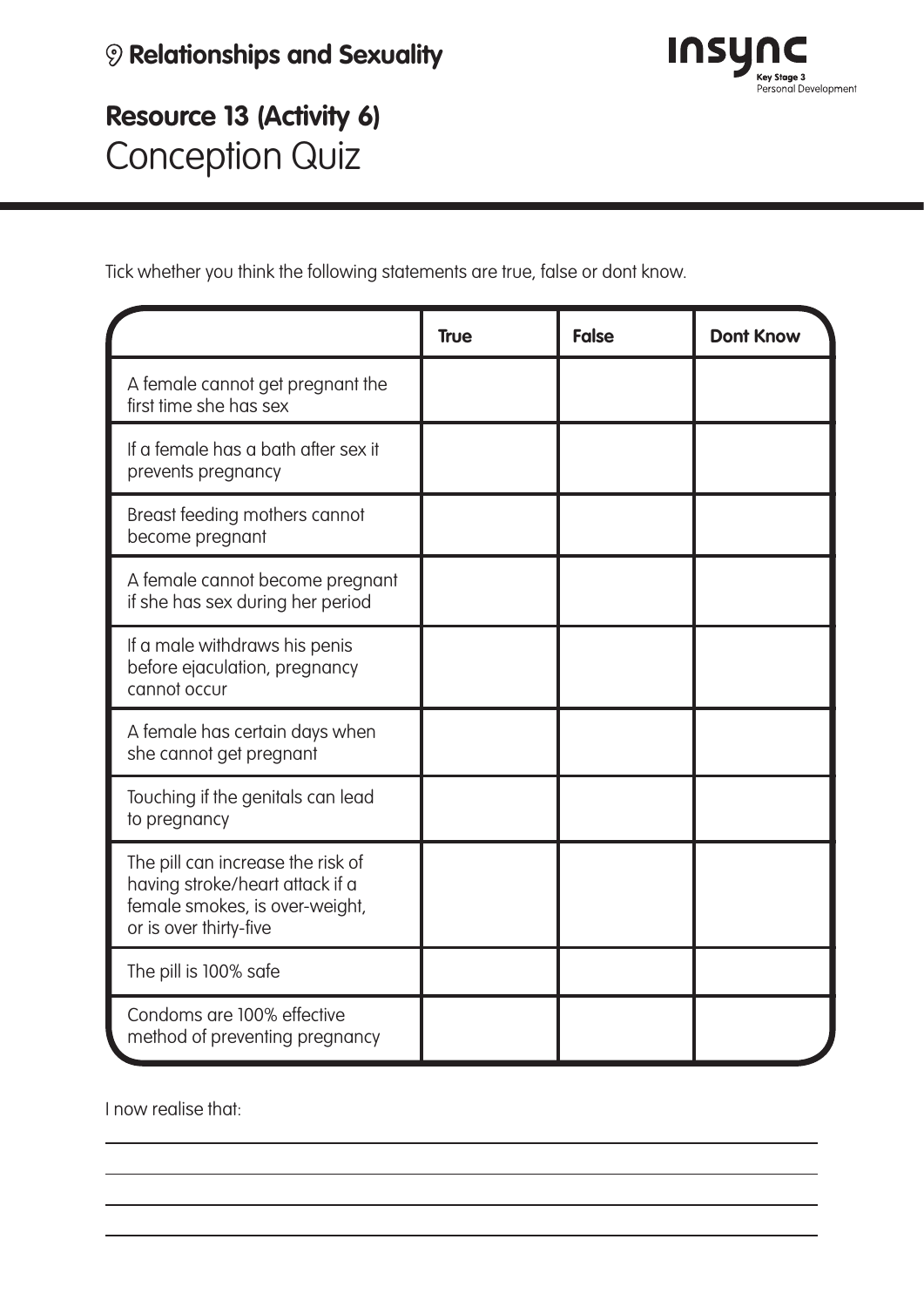# Relationships and Sexuality

## Resource 13 (Activity 6)

## Conception Quiz

Tick whether you think the following statements are true, false or dont know.

| | True | False | Dont Know |
|---|---|---|---|
| A female cannot get pregnant the first time she has sex | | | |
| If a female has a bath after sex it prevents pregnancy | | | |
| Breast feeding mothers cannot become pregnant | | | |
| A female cannot become pregnant if she has sex during her period | | | |
| If a male withdraws his penis before ejaculation, pregnancy cannot occur | | | |
| A female has certain days when she cannot get pregnant | | | |
| Touching if the genitals can lead to pregnancy | | | |
| The pill can increase the risk of having stroke/heart attack if a female smokes, is over-weight, or is over thirty-five | | | |
| The pill is 100% safe | | | |
| Condoms are 100% effective method of preventing pregnancy | | | |

I now realise that:

_______________________________________________

_______________________________________________

_______________________________________________

_______________________________________________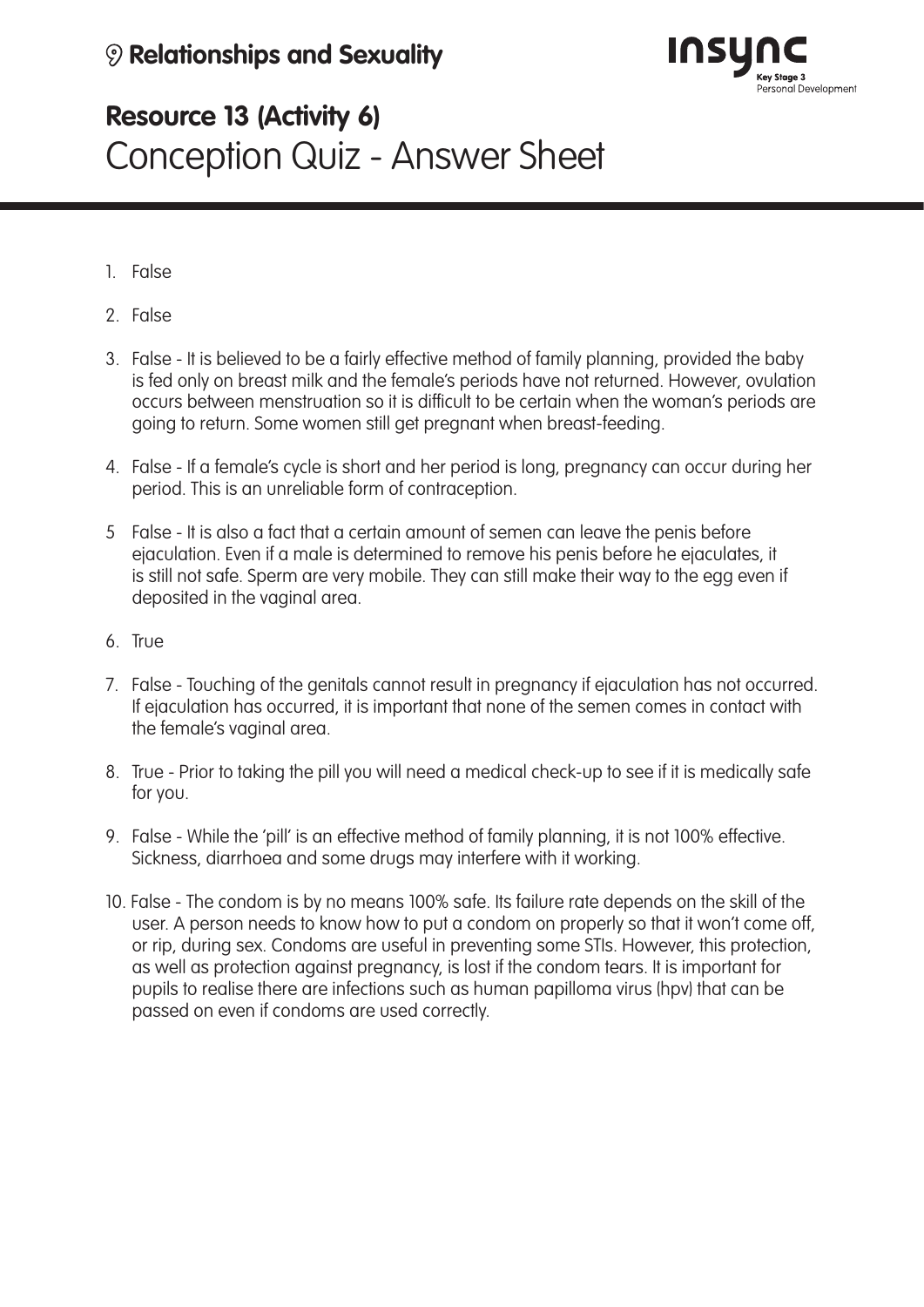# Relationships and Sexuality

## Resource 13 (Activity 6)

# Conception Quiz - Answer Sheet

1. False

2. False

3. False - It is believed to be a fairly effective method of family planning, provided the baby is fed only on breast milk and the female's periods have not returned. However, ovulation occurs between menstruation so it is difficult to be certain when the woman's periods are going to return. Some women still get pregnant when breast-feeding.

4. False - If a female's cycle is short and her period is long, pregnancy can occur during her period. This is an unreliable form of contraception.

5. False - It is also a fact that a certain amount of semen can leave the penis before ejaculation. Even if a male is determined to remove his penis before he ejaculates, it is still not safe. Sperm are very mobile. They can still make their way to the egg even if deposited in the vaginal area.

6. True

7. False - Touching of the genitals cannot result in pregnancy if ejaculation has not occurred. If ejaculation has occurred, it is important that none of the semen comes in contact with the female's vaginal area.

8. True - Prior to taking the pill you will need a medical check-up to see if it is medically safe for you.

9. False - While the 'pill' is an effective method of family planning, it is not 100% effective. Sickness, diarrhoea and some drugs may interfere with it working.

10. False - The condom is by no means 100% safe. Its failure rate depends on the skill of the user. A person needs to know how to put a condom on properly so that it won't come off, or rip, during sex. Condoms are useful in preventing some STIs. However, this protection, as well as protection against pregnancy, is lost if the condom tears. It is important for pupils to realise there are infections such as human papilloma virus (hpv) that can be passed on even if condoms are used correctly.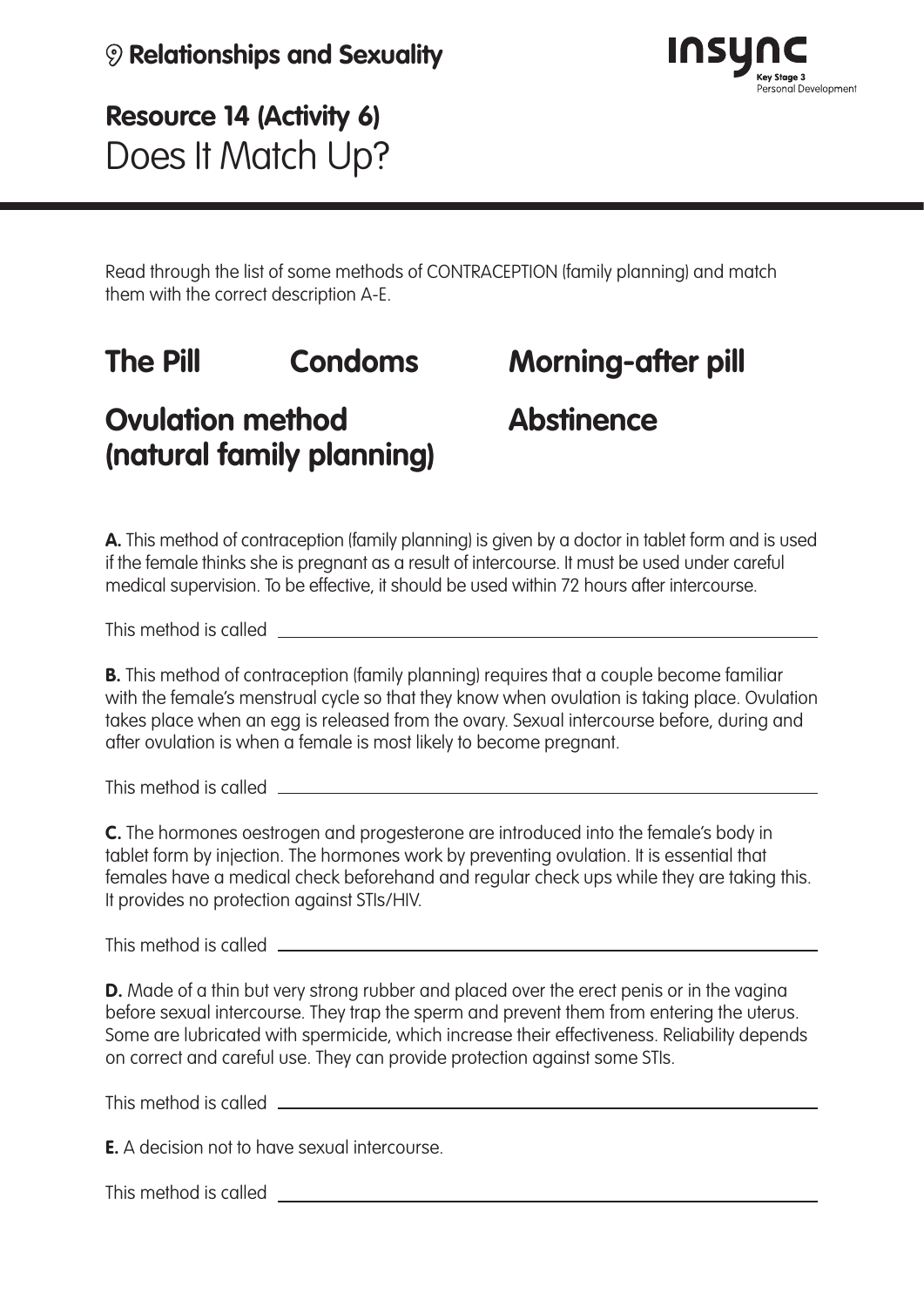Relationships and Sexuality

# Resource 14 (Activity 6)
## Does It Match Up?

Read through the list of some methods of CONTRACEPTION (family planning) and match them with the correct description A-E.

**The Pill** **Condoms** **Morning-after pill**

**Ovulation method (natural family planning)** **Abstinence**

**A.** This method of contraception (family planning) is given by a doctor in tablet form and is used if the female thinks she is pregnant as a result of intercourse. It must be used under careful medical supervision. To be effective, it should be used within 72 hours after intercourse.

This method is called ______________________________

**B.** This method of contraception (family planning) requires that a couple become familiar with the female's menstrual cycle so that they know when ovulation is taking place. Ovulation takes place when an egg is released from the ovary. Sexual intercourse before, during and after ovulation is when a female is most likely to become pregnant.

This method is called ______________________________

**C.** The hormones oestrogen and progesterone are introduced into the female's body in tablet form by injection. The hormones work by preventing ovulation. It is essential that females have a medical check beforehand and regular check ups while they are taking this. It provides no protection against STIs/HIV.

This method is called ______________________________

**D.** Made of a thin but very strong rubber and placed over the erect penis or in the vagina before sexual intercourse. They trap the sperm and prevent them from entering the uterus. Some are lubricated with spermicide, which increase their effectiveness. Reliability depends on correct and careful use. They can provide protection against some STIs.

This method is called ______________________________

**E.** A decision not to have sexual intercourse.

This method is called ______________________________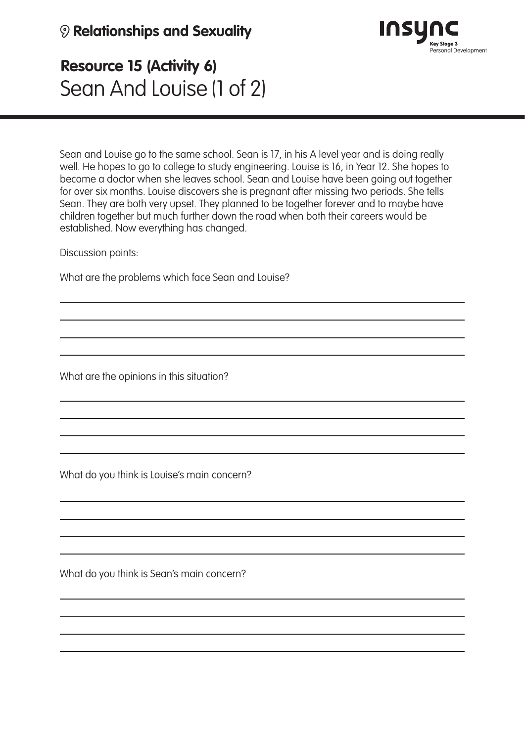## Relationships and Sizing

## Relationships and Sexuality

# Resource 15 (Activity 6)
# Sean And Louise (1 of 2)

Sean and Louise go to the same school. Sean is 17, in his A level year and is doing really well. He hopes to go to college to study engineering. Louise is 16, in Year 12. She hopes to become a doctor when she leaves school. Sean and Louise have been going out together for over six months. Louise discovers she is pregnant after missing two periods. She tells Sean. They are both very upset. They planned to be together forever and to maybe have children together but much further down the road when both their careers would be established. Now everything has changed.

Discussion points:

What are the problems which face Sean and Louise?

\_\_\_\_\_\_\_\_\_\_\_\_\_\_\_\_\_\_\_\_\_\_\_\_\_\_\_\_\_\_\_\_\_\_\_\_\_\_\_\_\_\_\_\_\_\_\_\_\_\_\_\_\_\_\_\_\_\_\_\_

\_\_\_\_\_\_\_\_\_\_\_\_\_\_\_\_\_\_\_\_\_\_\_\_\_\_\_\_\_\_\_\_\_\_\_\_\_\_\_\_\_\_\_\_\_\_\_\_\_\_\_\_\_\_\_\_\_\_\_\_

\_\_\_\_\_\_\_\_\_\_\_\_\_\_\_\_\_\_\_\_\_\_\_\_\_\_\_\_\_\_\_\_\_\_\_\_\_\_\_\_\_\_\_\_\_\_\_\_\_\_\_\_\_\_\_\_\_\_\_\_

\_\_\_\_\_\_\_\_\_\_\_\_\_\_\_\_\_\_\_\_\_\_\_\_\_\_\_\_\_\_\_\_\_\_\_\_\_\_\_\_\_\_\_\_\_\_\_\_\_\_\_\_\_\_\_\_\_\_\_\_

What are the opinions in this situation?

\_\_\_\_\_\_\_\_\_\_\_\_\_\_\_\_\_\_\_\_\_\_\_\_\_\_\_\_\_\_\_\_\_\_\_\_\_\_\_\_\_\_\_\_\_\_\_\_\_\_\_\_\_\_\_\_\_\_\_\_

\_\_\_\_\_\_\_\_\_\_\_\_\_\_\_\_\_\_\_\_\_\_\_\_\_\_\_\_\_\_\_\_\_\_\_\_\_\_\_\_\_\_\_\_\_\_\_\_\_\_\_\_\_\_\_\_\_\_\_\_

\_\_\_\_\_\_\_\_\_\_\_\_\_\_\_\_\_\_\_\_\_\_\_\_\_\_\_\_\_\_\_\_\_\_\_\_\_\_\_\_\_\_\_\_\_\_\_\_\_\_\_\_\_\_\_\_\_\_\_\_

\_\_\_\_\_\_\_\_\_\_\_\_\_\_\_\_\_\_\_\_\_\_\_\_\_\_\_\_\_\_\_\_\_\_\_\_\_\_\_\_\_\_\_\_\_\_\_\_\_\_\_\_\_\_\_\_\_\_\_\_

What do you think is Louise's main concern?

\_\_\_\_\_\_\_\_\_\_\_\_\_\_\_\_\_\_\_\_\_\_\_\_\_\_\_\_\_\_\_\_\_\_\_\_\_\_\_\_\_\_\_\_\_\_\_\_\_\_\_\_\_\_\_\_\_\_\_\_

\_\_\_\_\_\_\_\_\_\_\_\_\_\_\_\_\_\_\_\_\_\_\_\_\_\_\_\_\_\_\_\_\_\_\_\_\_\_\_\_\_\_\_\_\_\_\_\_\_\_\_\_\_\_\_\_\_\_\_\_

\_\_\_\_\_\_\_\_\_\_\_\_\_\_\_\_\_\_\_\_\_\_\_\_\_\_\_\_\_\_\_\_\_\_\_\_\_\_\_\_\_\_\_\_\_\_\_\_\_\_\_\_\_\_\_\_\_\_\_\_

\_\_\_\_\_\_\_\_\_\_\_\_\_\_\_\_\_\_\_\_\_\_\_\_\_\_\_\_\_\_\_\_\_\_\_\_\_\_\_\_\_\_\_\_\_\_\_\_\_\_\_\_\_\_\_\_\_\_\_\_

What do you think is Sean's main concern?

\_\_\_\_\_\_\_\_\_\_\_\_\_\_\_\_\_\_\_\_\_\_\_\_\_\_\_\_\_\_\_\_\_\_\_\_\_\_\_\_\_\_\_\_\_\_\_\_\_\_\_\_\_\_\_\_\_\_\_\_

\_\_\_\_\_\_\_\_\_\_\_\_\_\_\_\_\_\_\_\_\_\_\_\_\_\_\_\_\_\_\_\_\_\_\_\_\_\_\_\_\_\_\_\_\_\_\_\_\_\_\_\_\_\_\_\_\_\_\_\_

\_\_\_\_\_\_\_\_\_\_\_\_\_\_\_\_\_\_\_\_\_\_\_\_\_\_\_\_\_\_\_\_\_\_\_\_\_\_\_\_\_\_\_\_\_\_\_\_\_\_\_\_\_\_\_\_\_\_\_\_

\_\_\_\_\_\_\_\_\_\_\_\_\_\_\_\_\_\_\_\_\_\_\_\_\_\_\_\_\_\_\_\_\_\_\_\_\_\_\_\_\_\_\_\_\_\_\_\_\_\_\_\_\_\_\_\_\_\_\_\_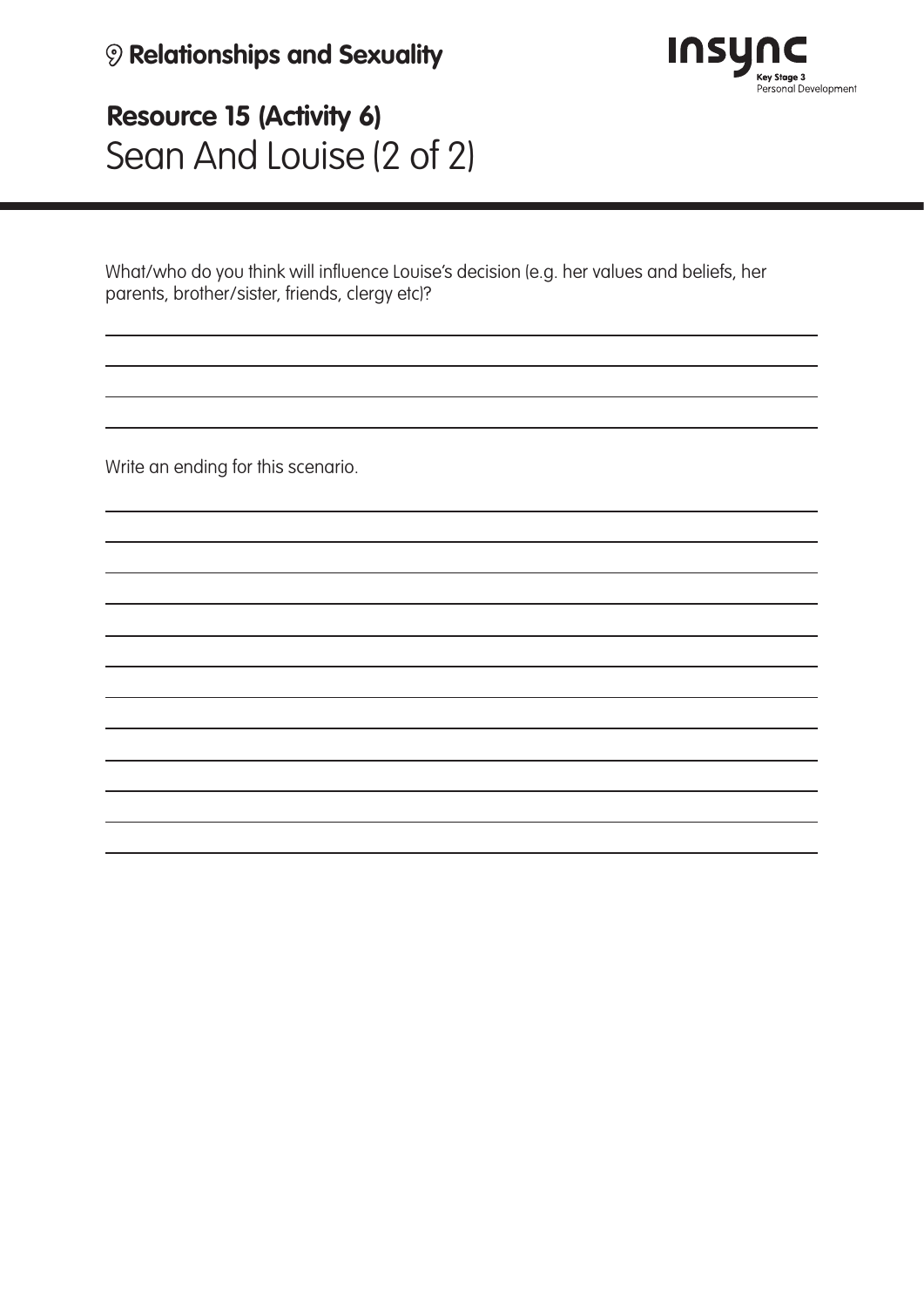## Relationships and Sexuality

**Insync** Key Stage 3 Personal Development

# Resource 15 (Activity 6)
## Sean And Louise (2 of 2)

What/who do you think will influence Louise's decision (e.g. her values and beliefs, her parents, brother/sister, friends, clergy etc)?

Write an ending for this scenario.